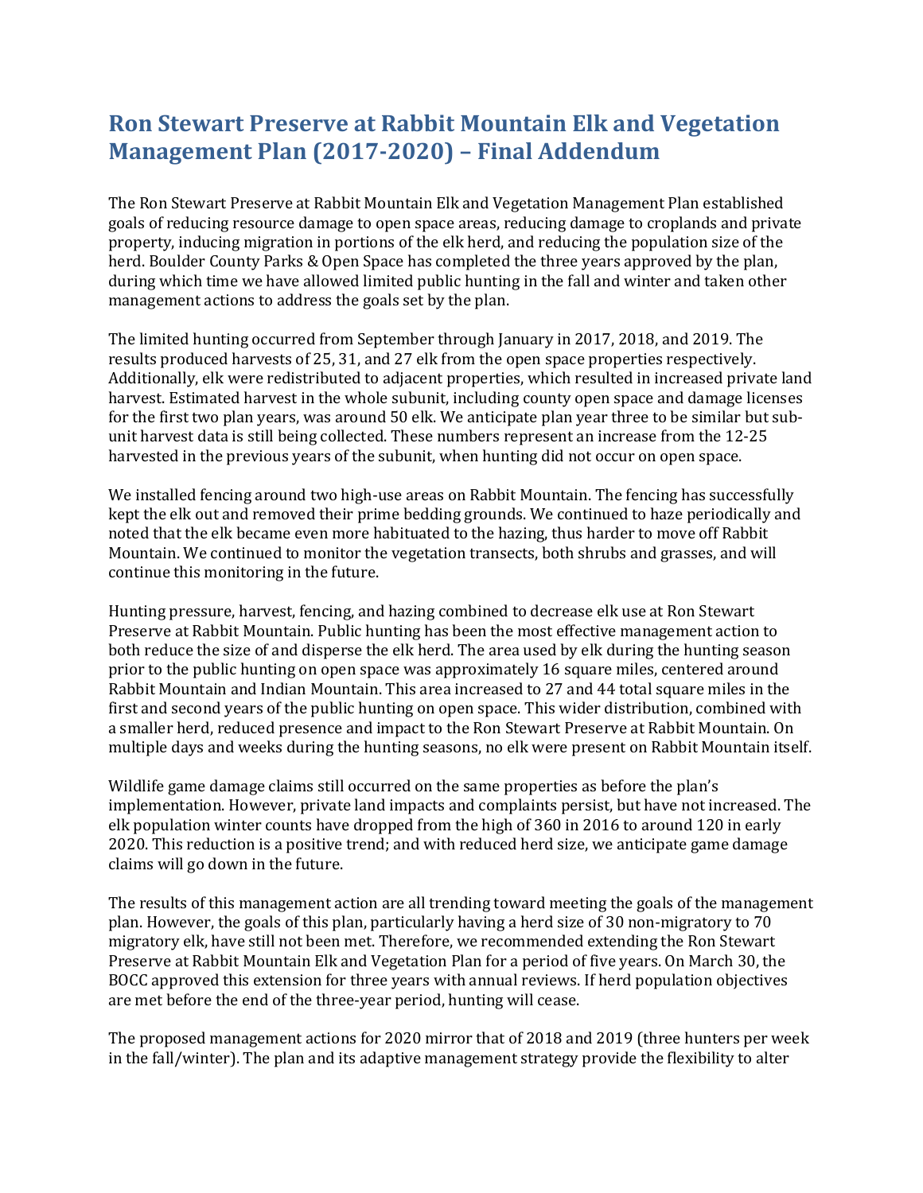# Ron Stewart Preserve at Rabbit Mountain Elk and Vegetation Management Plan (2017-2020) – Final Addendum

The Ron Stewart Preserve at Rabbit Mountain Elk and Vegetation Management Plan established goals of reducing resource damage to open space areas, reducing damage to croplands and private property, inducing migration in portions of the elk herd, and reducing the population size of the herd. Boulder County Parks & Open Space has completed the three years approved by the plan, during which time we have allowed limited public hunting in the fall and winter and taken other management actions to address the goals set by the plan.

The limited hunting occurred from September through January in 2017, 2018, and 2019. The results produced harvests of 25, 31, and 27 elk from the open space properties respectively. Additionally, elk were redistributed to adjacent properties, which resulted in increased private land harvest. Estimated harvest in the whole subunit, including county open space and damage licenses for the first two plan years, was around 50 elk. We anticipate plan year three to be similar but sub-unit harvest data is still being collected. These numbers represent an increase from the 12-25 harvested in the previous years of the subunit, when hunting did not occur on open space.

We installed fencing around two high-use areas on Rabbit Mountain. The fencing has successfully kept the elk out and removed their prime bedding grounds. We continued to haze periodically and noted that the elk became even more habituated to the hazing, thus harder to move off Rabbit Mountain. We continued to monitor the vegetation transects, both shrubs and grasses, and will continue this monitoring in the future.

Hunting pressure, harvest, fencing, and hazing combined to decrease elk use at Ron Stewart Preserve at Rabbit Mountain. Public hunting has been the most effective management action to both reduce the size of and disperse the elk herd. The area used by elk during the hunting season prior to the public hunting on open space was approximately 16 square miles, centered around Rabbit Mountain and Indian Mountain. This area increased to 27 and 44 total square miles in the first and second years of the public hunting on open space. This wider distribution, combined with a smaller herd, reduced presence and impact to the Ron Stewart Preserve at Rabbit Mountain. On multiple days and weeks during the hunting seasons, no elk were present on Rabbit Mountain itself.

Wildlife game damage claims still occurred on the same properties as before the plan's implementation. However, private land impacts and complaints persist, but have not increased. The elk population winter counts have dropped from the high of 360 in 2016 to around 120 in early 2020. This reduction is a positive trend; and with reduced herd size, we anticipate game damage claims will go down in the future.

The results of this management action are all trending toward meeting the goals of the management plan. However, the goals of this plan, particularly having a herd size of 30 non-migratory to 70 migratory elk, have still not been met. Therefore, we recommended extending the Ron Stewart Preserve at Rabbit Mountain Elk and Vegetation Plan for a period of five years. On March 30, the BOCC approved this extension for three years with annual reviews. If herd population objectives are met before the end of the three-year period, hunting will cease.

The proposed management actions for 2020 mirror that of 2018 and 2019 (three hunters per week in the fall/winter). The plan and its adaptive management strategy provide the flexibility to alter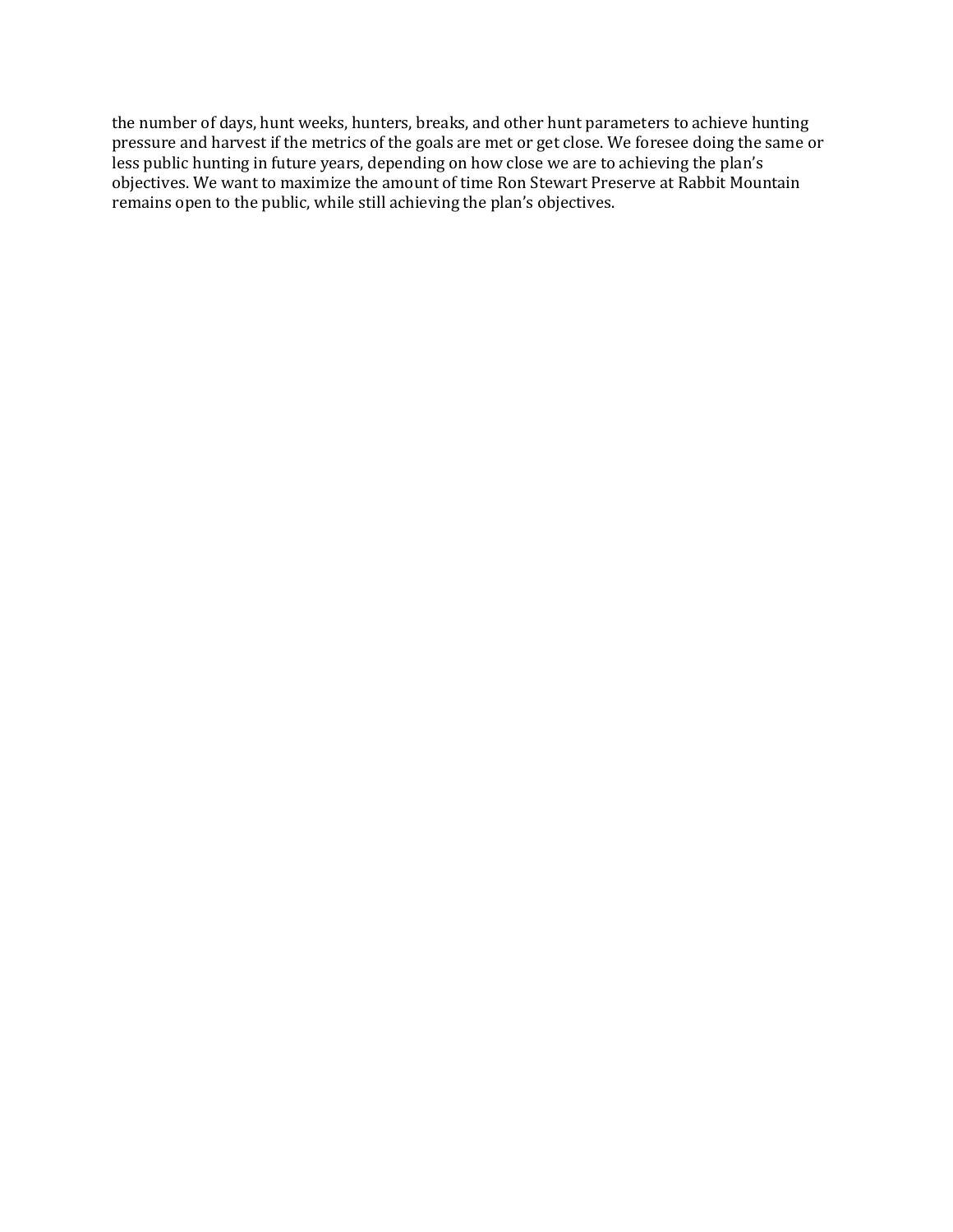the number of days, hunt weeks, hunters, breaks, and other hunt parameters to achieve hunting pressure and harvest if the metrics of the goals are met or get close. We foresee doing the same or less public hunting in future years, depending on how close we are to achieving the plan's objectives. We want to maximize the amount of time Ron Stewart Preserve at Rabbit Mountain remains open to the public, while still achieving the plan's objectives.